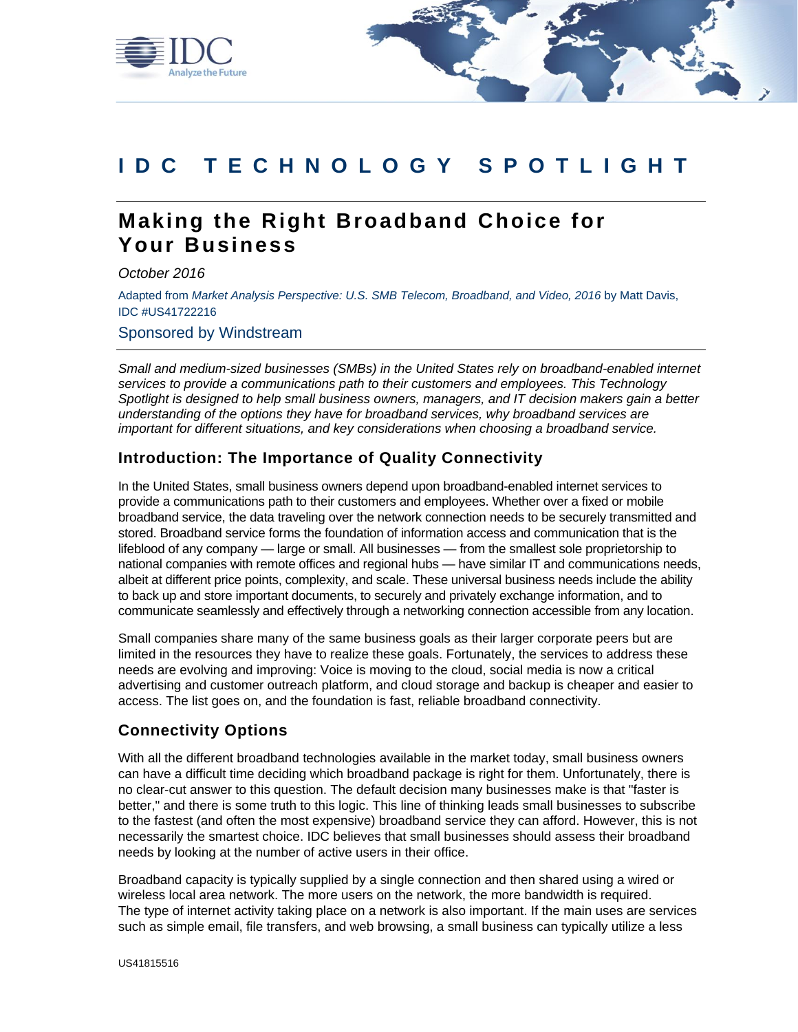# IDC TECHNOLOGY SPOTLIGHT

## Making the Right Broadband Choice for Your Business

*October 2016*

Adapted from *Market Analysis Perspective: U.S. SMB Telecom, Broadband, and Video, 2016* by Matt Davis, IDC #US41722216

Sponsored by Windstream

*Small and medium-sized businesses (SMBs) in the United States rely on broadband-enabled internet services to provide a communications path to their customers and employees. This Technology Spotlight is designed to help small business owners, managers, and IT decision makers gain a better understanding of the options they have for broadband services, why broadband services are important for different situations, and key considerations when choosing a broadband service.*

### Introduction: The Importance of Quality Connectivity

In the United States, small business owners depend upon broadband-enabled internet services to provide a communications path to their customers and employees. Whether over a fixed or mobile broadband service, the data traveling over the network connection needs to be securely transmitted and stored. Broadband service forms the foundation of information access and communication that is the lifeblood of any company — large or small. All businesses — from the smallest sole proprietorship to national companies with remote offices and regional hubs — have similar IT and communications needs, albeit at different price points, complexity, and scale. These universal business needs include the ability to back up and store important documents, to securely and privately exchange information, and to communicate seamlessly and effectively through a networking connection accessible from any location.

Small companies share many of the same business goals as their larger corporate peers but are limited in the resources they have to realize these goals. Fortunately, the services to address these needs are evolving and improving: Voice is moving to the cloud, social media is now a critical advertising and customer outreach platform, and cloud storage and backup is cheaper and easier to access. The list goes on, and the foundation is fast, reliable broadband connectivity.

### Connectivity Options

With all the different broadband technologies available in the market today, small business owners can have a difficult time deciding which broadband package is right for them. Unfortunately, there is no clear-cut answer to this question. The default decision many businesses make is that "faster is better," and there is some truth to this logic. This line of thinking leads small businesses to subscribe to the fastest (and often the most expensive) broadband service they can afford. However, this is not necessarily the smartest choice. IDC believes that small businesses should assess their broadband needs by looking at the number of active users in their office.

Broadband capacity is typically supplied by a single connection and then shared using a wired or wireless local area network. The more users on the network, the more bandwidth is required. The type of internet activity taking place on a network is also important. If the main uses are services such as simple email, file transfers, and web browsing, a small business can typically utilize a less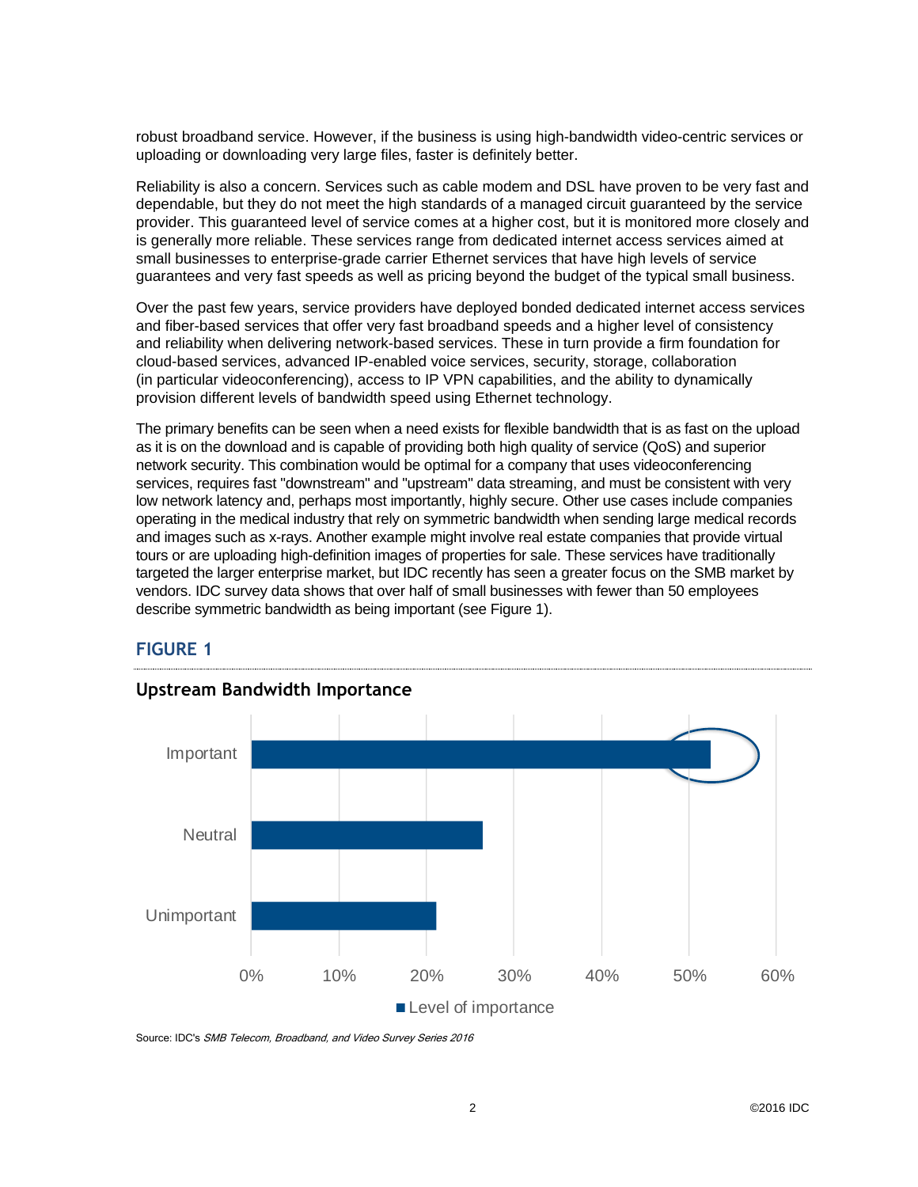robust broadband service. However, if the business is using high-bandwidth video-centric services or uploading or downloading very large files, faster is definitely better.

Reliability is also a concern. Services such as cable modem and DSL have proven to be very fast and dependable, but they do not meet the high standards of a managed circuit guaranteed by the service provider. This guaranteed level of service comes at a higher cost, but it is monitored more closely and is generally more reliable. These services range from dedicated internet access services aimed at small businesses to enterprise-grade carrier Ethernet services that have high levels of service guarantees and very fast speeds as well as pricing beyond the budget of the typical small business.

Over the past few years, service providers have deployed bonded dedicated internet access services and fiber-based services that offer very fast broadband speeds and a higher level of consistency and reliability when delivering network-based services. These in turn provide a firm foundation for cloud-based services, advanced IP-enabled voice services, security, storage, collaboration (in particular videoconferencing), access to IP VPN capabilities, and the ability to dynamically provision different levels of bandwidth speed using Ethernet technology.

The primary benefits can be seen when a need exists for flexible bandwidth that is as fast on the upload as it is on the download and is capable of providing both high quality of service (QoS) and superior network security. This combination would be optimal for a company that uses videoconferencing services, requires fast "downstream" and "upstream" data streaming, and must be consistent with very low network latency and, perhaps most importantly, highly secure. Other use cases include companies operating in the medical industry that rely on symmetric bandwidth when sending large medical records and images such as x-rays. Another example might involve real estate companies that provide virtual tours or are uploading high-definition images of properties for sale. These services have traditionally targeted the larger enterprise market, but IDC recently has seen a greater focus on the SMB market by vendors. IDC survey data shows that over half of small businesses with fewer than 50 employees describe symmetric bandwidth as being important (see Figure 1).

## FIGURE 1

### Upstream Bandwidth Importance

| Level of importance | Approximate share |
|---|---|
| Important | ~52% |
| Neutral | ~26% |
| Unimportant | ~21% |

Source: IDC's *SMB Telecom, Broadband, and Video Survey Series 2016*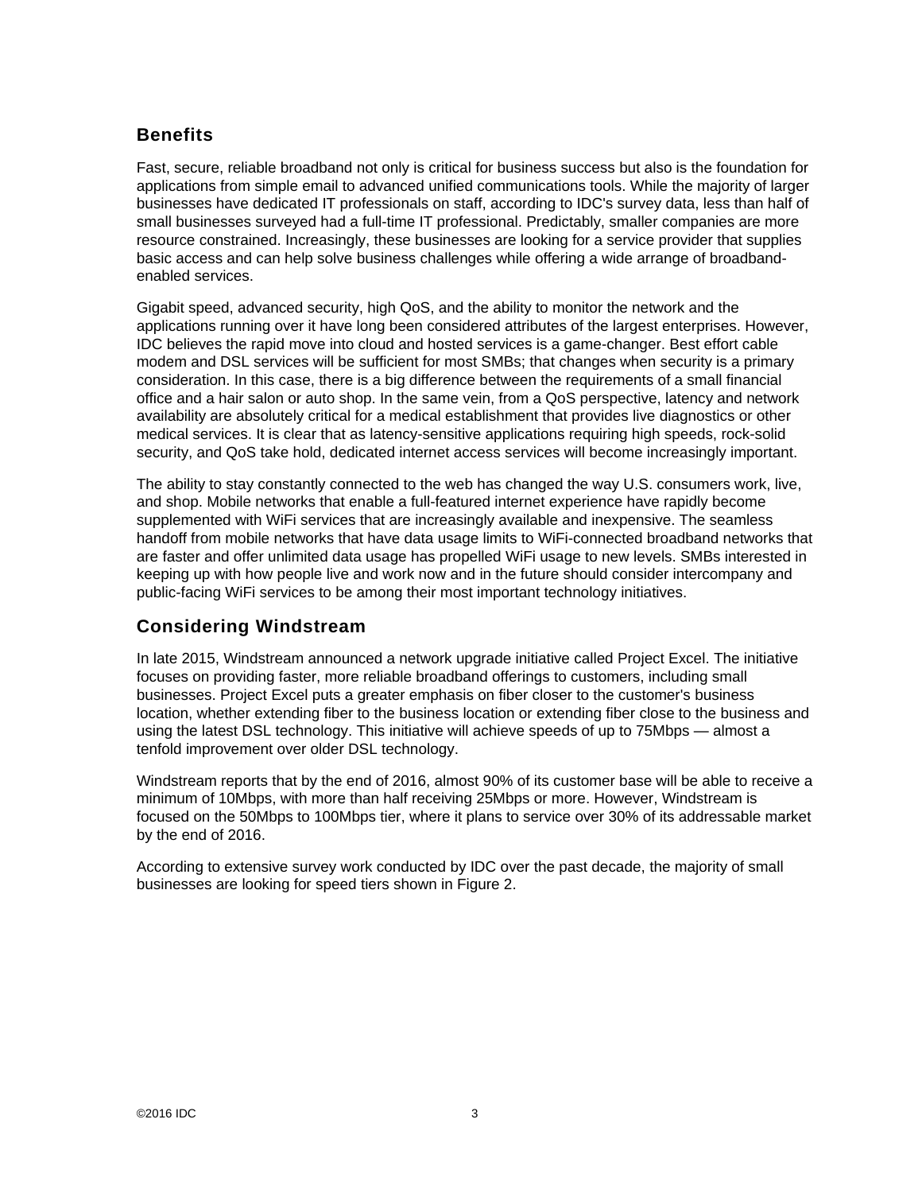## Benefits

Fast, secure, reliable broadband not only is critical for business success but also is the foundation for applications from simple email to advanced unified communications tools. While the majority of larger businesses have dedicated IT professionals on staff, according to IDC's survey data, less than half of small businesses surveyed had a full-time IT professional. Predictably, smaller companies are more resource constrained. Increasingly, these businesses are looking for a service provider that supplies basic access and can help solve business challenges while offering a wide arrange of broadband-enabled services.

Gigabit speed, advanced security, high QoS, and the ability to monitor the network and the applications running over it have long been considered attributes of the largest enterprises. However, IDC believes the rapid move into cloud and hosted services is a game-changer. Best effort cable modem and DSL services will be sufficient for most SMBs; that changes when security is a primary consideration. In this case, there is a big difference between the requirements of a small financial office and a hair salon or auto shop. In the same vein, from a QoS perspective, latency and network availability are absolutely critical for a medical establishment that provides live diagnostics or other medical services. It is clear that as latency-sensitive applications requiring high speeds, rock-solid security, and QoS take hold, dedicated internet access services will become increasingly important.

The ability to stay constantly connected to the web has changed the way U.S. consumers work, live, and shop. Mobile networks that enable a full-featured internet experience have rapidly become supplemented with WiFi services that are increasingly available and inexpensive. The seamless handoff from mobile networks that have data usage limits to WiFi-connected broadband networks that are faster and offer unlimited data usage has propelled WiFi usage to new levels. SMBs interested in keeping up with how people live and work now and in the future should consider intercompany and public-facing WiFi services to be among their most important technology initiatives.

## Considering Windstream

In late 2015, Windstream announced a network upgrade initiative called Project Excel. The initiative focuses on providing faster, more reliable broadband offerings to customers, including small businesses. Project Excel puts a greater emphasis on fiber closer to the customer's business location, whether extending fiber to the business location or extending fiber close to the business and using the latest DSL technology. This initiative will achieve speeds of up to 75Mbps — almost a tenfold improvement over older DSL technology.

Windstream reports that by the end of 2016, almost 90% of its customer base will be able to receive a minimum of 10Mbps, with more than half receiving 25Mbps or more. However, Windstream is focused on the 50Mbps to 100Mbps tier, where it plans to service over 30% of its addressable market by the end of 2016.

According to extensive survey work conducted by IDC over the past decade, the majority of small businesses are looking for speed tiers shown in Figure 2.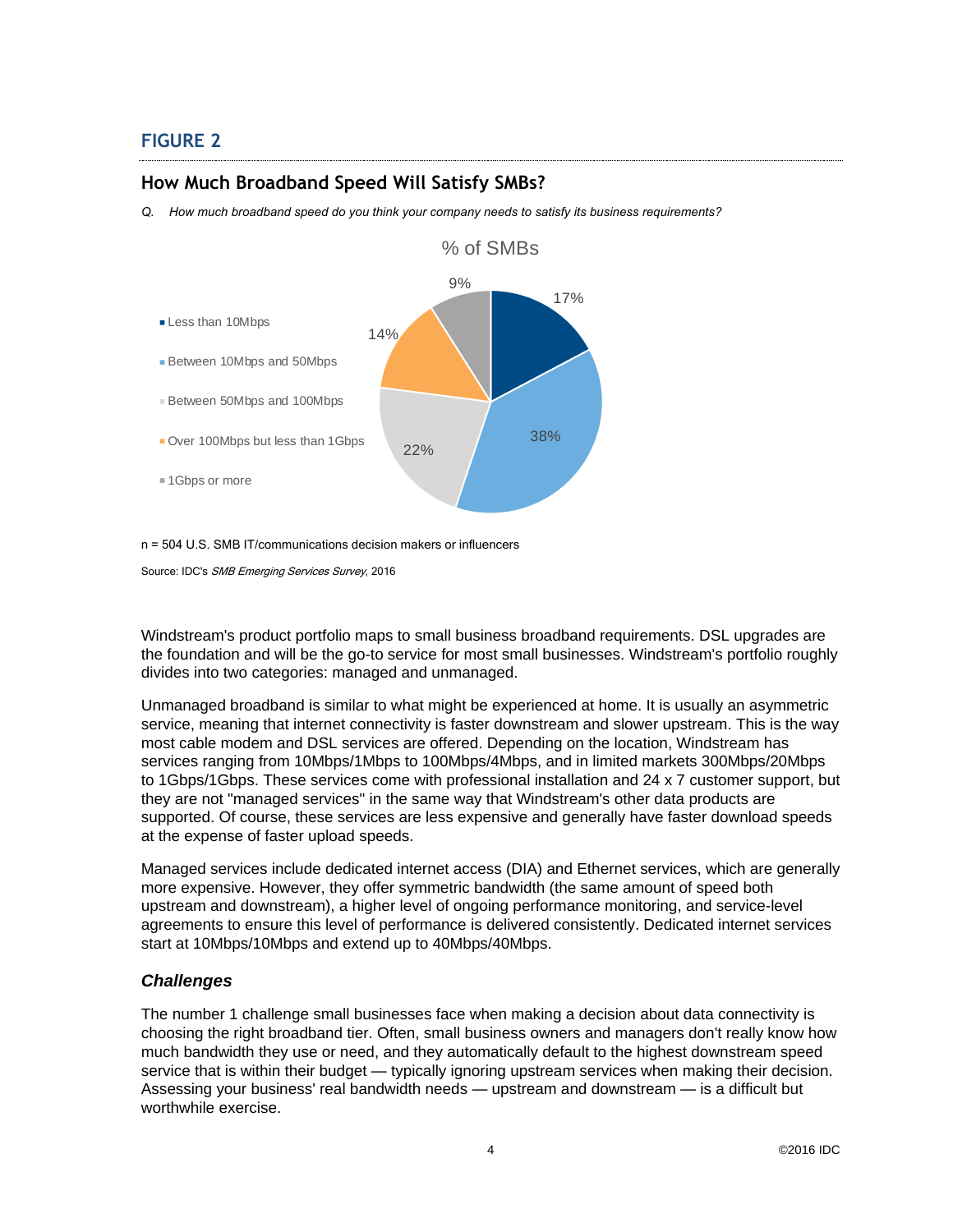## FIGURE 2

### How Much Broadband Speed Will Satisfy SMBs?

*Q. How much broadband speed do you think your company needs to satisfy its business requirements?*

% of SMBs

| Broadband speed | % of SMBs |
|---|---|
| Less than 10Mbps | 17% |
| Between 10Mbps and 50Mbps | 38% |
| Between 50Mbps and 100Mbps | 22% |
| Over 100Mbps but less than 1Gbps | 14% |
| 1Gbps or more | 9% |

n = 504 U.S. SMB IT/communications decision makers or influencers

Source: IDC's *SMB Emerging Services Survey*, 2016

Windstream's product portfolio maps to small business broadband requirements. DSL upgrades are the foundation and will be the go-to service for most small businesses. Windstream's portfolio roughly divides into two categories: managed and unmanaged.

Unmanaged broadband is similar to what might be experienced at home. It is usually an asymmetric service, meaning that internet connectivity is faster downstream and slower upstream. This is the way most cable modem and DSL services are offered. Depending on the location, Windstream has services ranging from 10Mbps/1Mbps to 100Mbps/4Mbps, and in limited markets 300Mbps/20Mbps to 1Gbps/1Gbps. These services come with professional installation and 24 x 7 customer support, but they are not "managed services" in the same way that Windstream's other data products are supported. Of course, these services are less expensive and generally have faster download speeds at the expense of faster upload speeds.

Managed services include dedicated internet access (DIA) and Ethernet services, which are generally more expensive. However, they offer symmetric bandwidth (the same amount of speed both upstream and downstream), a higher level of ongoing performance monitoring, and service-level agreements to ensure this level of performance is delivered consistently. Dedicated internet services start at 10Mbps/10Mbps and extend up to 40Mbps/40Mbps.

### *Challenges*

The number 1 challenge small businesses face when making a decision about data connectivity is choosing the right broadband tier. Often, small business owners and managers don't really know how much bandwidth they use or need, and they automatically default to the highest downstream speed service that is within their budget — typically ignoring upstream services when making their decision. Assessing your business' real bandwidth needs — upstream and downstream — is a difficult but worthwhile exercise.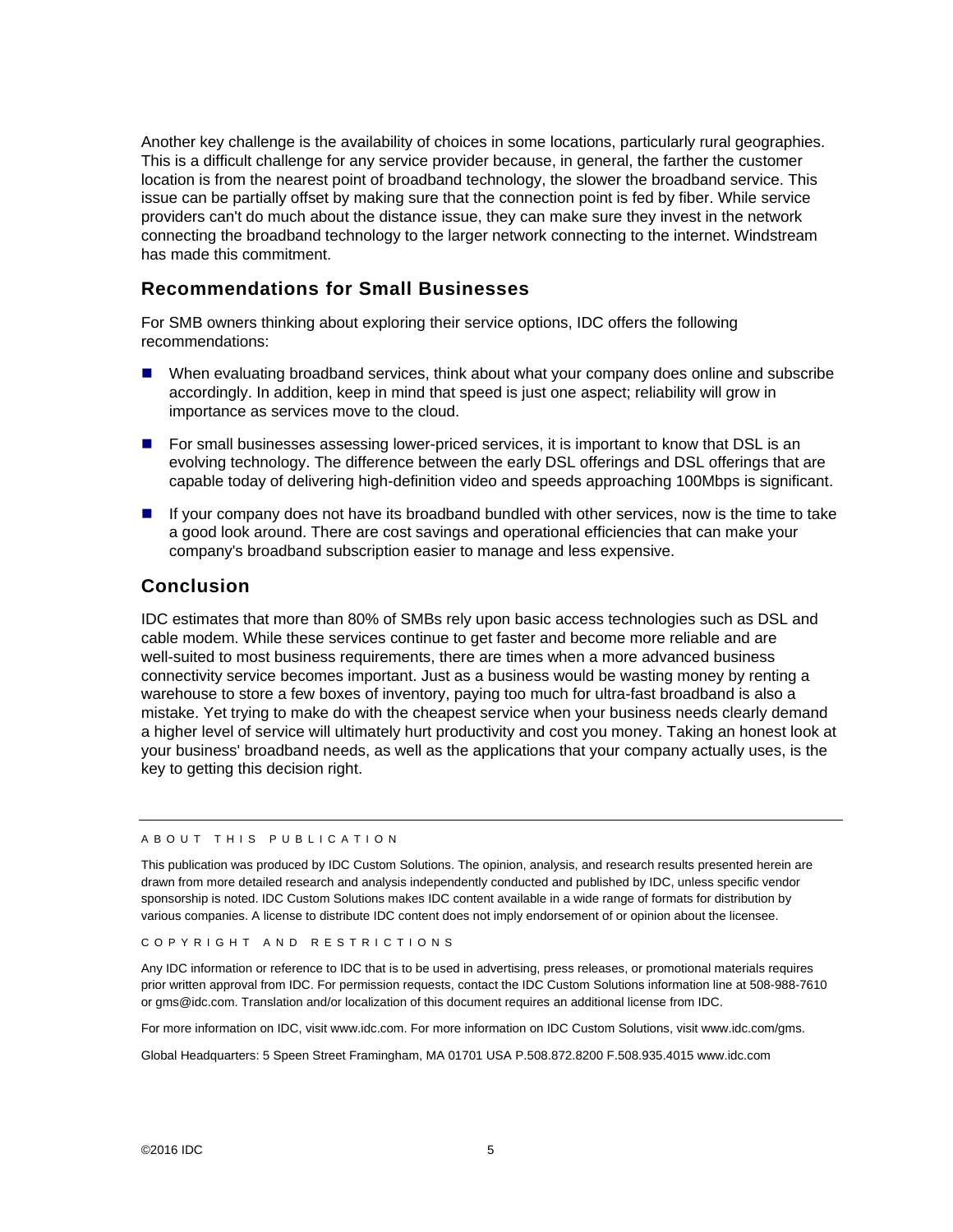Another key challenge is the availability of choices in some locations, particularly rural geographies. This is a difficult challenge for any service provider because, in general, the farther the customer location is from the nearest point of broadband technology, the slower the broadband service. This issue can be partially offset by making sure that the connection point is fed by fiber. While service providers can't do much about the distance issue, they can make sure they invest in the network connecting the broadband technology to the larger network connecting to the internet. Windstream has made this commitment.

## Recommendations for Small Businesses

For SMB owners thinking about exploring their service options, IDC offers the following recommendations:

- When evaluating broadband services, think about what your company does online and subscribe accordingly. In addition, keep in mind that speed is just one aspect; reliability will grow in importance as services move to the cloud.
- For small businesses assessing lower-priced services, it is important to know that DSL is an evolving technology. The difference between the early DSL offerings and DSL offerings that are capable today of delivering high-definition video and speeds approaching 100Mbps is significant.
- If your company does not have its broadband bundled with other services, now is the time to take a good look around. There are cost savings and operational efficiencies that can make your company's broadband subscription easier to manage and less expensive.

## Conclusion

IDC estimates that more than 80% of SMBs rely upon basic access technologies such as DSL and cable modem. While these services continue to get faster and become more reliable and are well-suited to most business requirements, there are times when a more advanced business connectivity service becomes important. Just as a business would be wasting money by renting a warehouse to store a few boxes of inventory, paying too much for ultra-fast broadband is also a mistake. Yet trying to make do with the cheapest service when your business needs clearly demand a higher level of service will ultimately hurt productivity and cost you money. Taking an honest look at your business' broadband needs, as well as the applications that your company actually uses, is the key to getting this decision right.

---

ABOUT THIS PUBLICATION

This publication was produced by IDC Custom Solutions. The opinion, analysis, and research results presented herein are drawn from more detailed research and analysis independently conducted and published by IDC, unless specific vendor sponsorship is noted. IDC Custom Solutions makes IDC content available in a wide range of formats for distribution by various companies. A license to distribute IDC content does not imply endorsement of or opinion about the licensee.

COPYRIGHT AND RESTRICTIONS

Any IDC information or reference to IDC that is to be used in advertising, press releases, or promotional materials requires prior written approval from IDC. For permission requests, contact the IDC Custom Solutions information line at 508-988-7610 or gms@idc.com. Translation and/or localization of this document requires an additional license from IDC.

For more information on IDC, visit www.idc.com. For more information on IDC Custom Solutions, visit www.idc.com/gms.

Global Headquarters: 5 Speen Street Framingham, MA 01701 USA P.508.872.8200 F.508.935.4015 www.idc.com

©2016 IDC